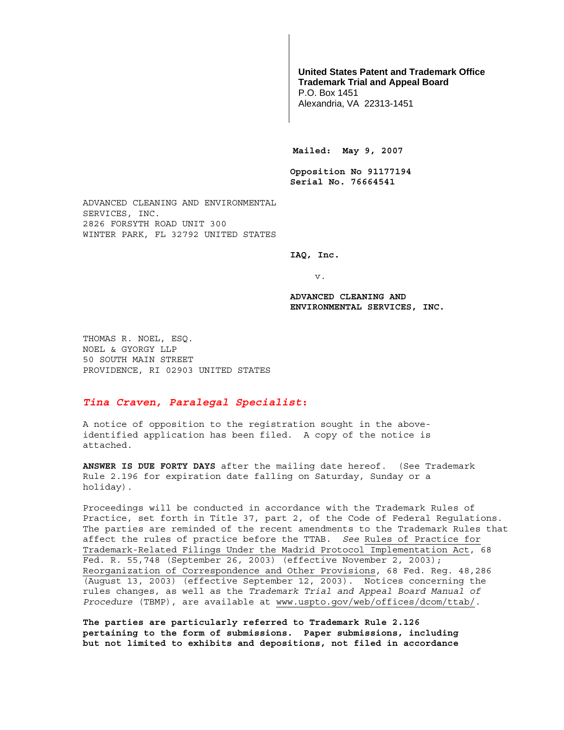**United States Patent and Trademark Office**
**Trademark Trial and Appeal Board**
P.O. Box 1451
Alexandria, VA 22313-1451

**Mailed: May 9, 2007**

**Opposition No 91177194**
**Serial No. 76664541**

ADVANCED CLEANING AND ENVIRONMENTAL
SERVICES, INC.
2826 FORSYTH ROAD UNIT 300
WINTER PARK, FL 32792 UNITED STATES

**IAQ, Inc.**

v.

**ADVANCED CLEANING AND ENVIRONMENTAL SERVICES, INC.**

THOMAS R. NOEL, ESQ.
NOEL & GYORGY LLP
50 SOUTH MAIN STREET
PROVIDENCE, RI 02903 UNITED STATES

***Tina Craven, Paralegal Specialist*:**

A notice of opposition to the registration sought in the above-identified application has been filed. A copy of the notice is attached.

**ANSWER IS DUE FORTY DAYS** after the mailing date hereof. (See Trademark Rule 2.196 for expiration date falling on Saturday, Sunday or a holiday).

Proceedings will be conducted in accordance with the Trademark Rules of Practice, set forth in Title 37, part 2, of the Code of Federal Regulations. The parties are reminded of the recent amendments to the Trademark Rules that affect the rules of practice before the TTAB. *See* Rules of Practice for Trademark-Related Filings Under the Madrid Protocol Implementation Act, 68 Fed. R. 55,748 (September 26, 2003) (effective November 2, 2003); Reorganization of Correspondence and Other Provisions, 68 Fed. Reg. 48,286 (August 13, 2003) (effective September 12, 2003). Notices concerning the rules changes, as well as the *Trademark Trial and Appeal Board Manual of Procedure* (TBMP), are available at www.uspto.gov/web/offices/dcom/ttab/.

**The parties are particularly referred to Trademark Rule 2.126 pertaining to the form of submissions. Paper submissions, including but not limited to exhibits and depositions, not filed in accordance**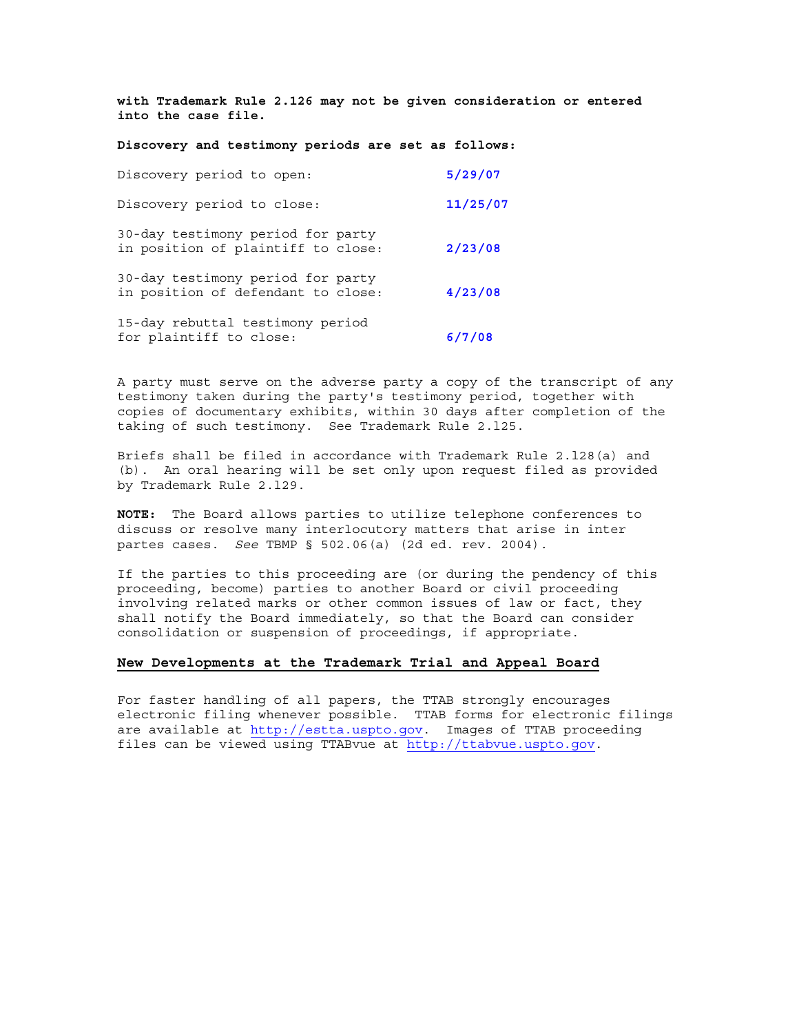**with Trademark Rule 2.126 may not be given consideration or entered into the case file.**

**Discovery and testimony periods are set as follows:**

| | |
|---|---|
| Discovery period to open: | **5/29/07** |
| Discovery period to close: | **11/25/07** |
| 30-day testimony period for party in position of plaintiff to close: | **2/23/08** |
| 30-day testimony period for party in position of defendant to close: | **4/23/08** |
| 15-day rebuttal testimony period for plaintiff to close: | **6/7/08** |

A party must serve on the adverse party a copy of the transcript of any testimony taken during the party's testimony period, together with copies of documentary exhibits, within 30 days after completion of the taking of such testimony. See Trademark Rule 2.125.

Briefs shall be filed in accordance with Trademark Rule 2.128(a) and (b). An oral hearing will be set only upon request filed as provided by Trademark Rule 2.129.

**NOTE:** The Board allows parties to utilize telephone conferences to discuss or resolve many interlocutory matters that arise in inter partes cases. *See* TBMP § 502.06(a) (2d ed. rev. 2004).

If the parties to this proceeding are (or during the pendency of this proceeding, become) parties to another Board or civil proceeding involving related marks or other common issues of law or fact, they shall notify the Board immediately, so that the Board can consider consolidation or suspension of proceedings, if appropriate.

## New Developments at the Trademark Trial and Appeal Board

For faster handling of all papers, the TTAB strongly encourages electronic filing whenever possible. TTAB forms for electronic filings are available at http://estta.uspto.gov. Images of TTAB proceeding files can be viewed using TTABvue at http://ttabvue.uspto.gov.